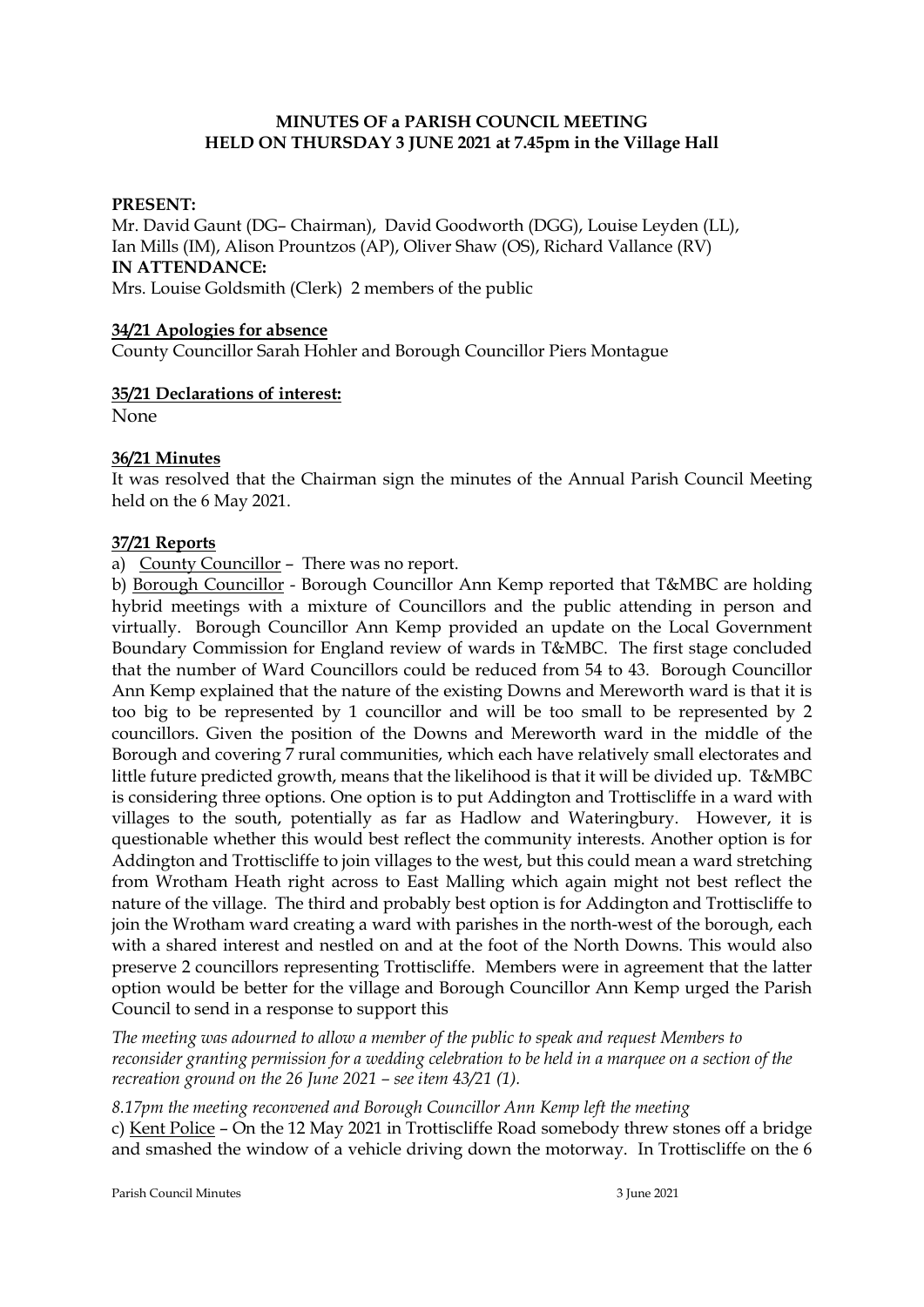**MINUTES OF a PARISH COUNCIL MEETING**
**HELD ON THURSDAY 3 JUNE 2021 at 7.45pm in the Village Hall**

**PRESENT:**
Mr. David Gaunt (DG– Chairman), David Goodworth (DGG), Louise Leyden (LL), Ian Mills (IM), Alison Prountzos (AP), Oliver Shaw (OS), Richard Vallance (RV)
**IN ATTENDANCE:**
Mrs. Louise Goldsmith (Clerk) 2 members of the public

**34/21 Apologies for absence**

County Councillor Sarah Hohler and Borough Councillor Piers Montague

**35/21 Declarations of interest:**

None

**36/21 Minutes**

It was resolved that the Chairman sign the minutes of the Annual Parish Council Meeting held on the 6 May 2021.

**37/21 Reports**

a) County Councillor – There was no report.

b) Borough Councillor - Borough Councillor Ann Kemp reported that T&MBC are holding hybrid meetings with a mixture of Councillors and the public attending in person and virtually. Borough Councillor Ann Kemp provided an update on the Local Government Boundary Commission for England review of wards in T&MBC. The first stage concluded that the number of Ward Councillors could be reduced from 54 to 43. Borough Councillor Ann Kemp explained that the nature of the existing Downs and Mereworth ward is that it is too big to be represented by 1 councillor and will be too small to be represented by 2 councillors. Given the position of the Downs and Mereworth ward in the middle of the Borough and covering 7 rural communities, which each have relatively small electorates and little future predicted growth, means that the likelihood is that it will be divided up. T&MBC is considering three options. One option is to put Addington and Trottiscliffe in a ward with villages to the south, potentially as far as Hadlow and Wateringbury. However, it is questionable whether this would best reflect the community interests. Another option is for Addington and Trottiscliffe to join villages to the west, but this could mean a ward stretching from Wrotham Heath right across to East Malling which again might not best reflect the nature of the village. The third and probably best option is for Addington and Trottiscliffe to join the Wrotham ward creating a ward with parishes in the north-west of the borough, each with a shared interest and nestled on and at the foot of the North Downs. This would also preserve 2 councillors representing Trottiscliffe. Members were in agreement that the latter option would be better for the village and Borough Councillor Ann Kemp urged the Parish Council to send in a response to support this

*The meeting was adourned to allow a member of the public to speak and request Members to reconsider granting permission for a wedding celebration to be held in a marquee on a section of the recreation ground on the 26 June 2021 – see item 43/21 (1).*

*8.17pm the meeting reconvened and Borough Councillor Ann Kemp left the meeting*

c) Kent Police – On the 12 May 2021 in Trottiscliffe Road somebody threw stones off a bridge and smashed the window of a vehicle driving down the motorway. In Trottiscliffe on the 6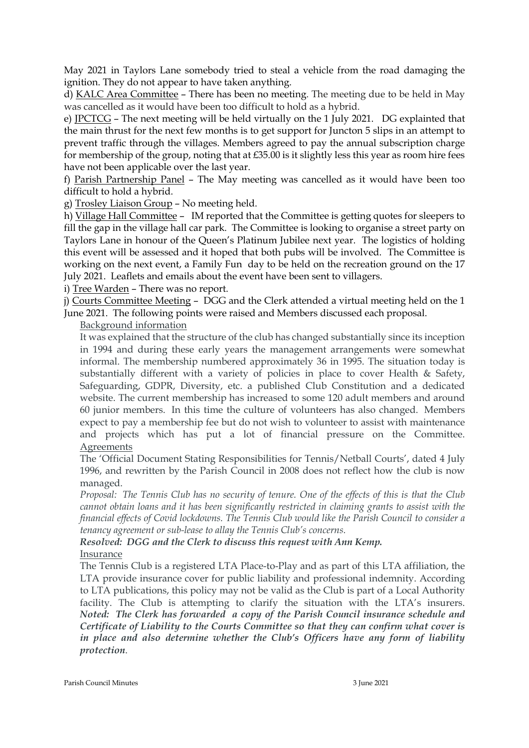May 2021 in Taylors Lane somebody tried to steal a vehicle from the road damaging the ignition. They do not appear to have taken anything.

d) <u>KALC Area Committee</u> – There has been no meeting. The meeting due to be held in May was cancelled as it would have been too difficult to hold as a hybrid.

e) <u>JPCTCG</u> – The next meeting will be held virtually on the 1 July 2021. DG explainted that the main thrust for the next few months is to get support for Juncton 5 slips in an attempt to prevent traffic through the villages. Members agreed to pay the annual subscription charge for membership of the group, noting that at £35.00 is it slightly less this year as room hire fees have not been applicable over the last year.

f) <u>Parish Partnership Panel</u> – The May meeting was cancelled as it would have been too difficult to hold a hybrid.

g) <u>Trosley Liaison Group</u> – No meeting held.

h) <u>Village Hall Committee</u> – IM reported that the Committee is getting quotes for sleepers to fill the gap in the village hall car park. The Committee is looking to organise a street party on Taylors Lane in honour of the Queen's Platinum Jubilee next year. The logistics of holding this event will be assessed and it hoped that both pubs will be involved. The Committee is working on the next event, a Family Fun day to be held on the recreation ground on the 17 July 2021. Leaflets and emails about the event have been sent to villagers.

i) <u>Tree Warden</u> – There was no report.

j) <u>Courts Committee Meeting</u> – DGG and the Clerk attended a virtual meeting held on the 1 June 2021. The following points were raised and Members discussed each proposal.

<u>Background information</u>

It was explained that the structure of the club has changed substantially since its inception in 1994 and during these early years the management arrangements were somewhat informal. The membership numbered approximately 36 in 1995. The situation today is substantially different with a variety of policies in place to cover Health & Safety, Safeguarding, GDPR, Diversity, etc. a published Club Constitution and a dedicated website. The current membership has increased to some 120 adult members and around 60 junior members. In this time the culture of volunteers has also changed. Members expect to pay a membership fee but do not wish to volunteer to assist with maintenance and projects which has put a lot of financial pressure on the Committee.

<u>Agreements</u>

The 'Official Document Stating Responsibilities for Tennis/Netball Courts', dated 4 July 1996, and rewritten by the Parish Council in 2008 does not reflect how the club is now managed.

*Proposal: The Tennis Club has no security of tenure. One of the effects of this is that the Club cannot obtain loans and it has been significantly restricted in claiming grants to assist with the financial effects of Covid lockdowns. The Tennis Club would like the Parish Council to consider a tenancy agreement or sub-lease to allay the Tennis Club's concerns.*

***Resolved: DGG and the Clerk to discuss this request with Ann Kemp.***

<u>Insurance</u>

The Tennis Club is a registered LTA Place-to-Play and as part of this LTA affiliation, the LTA provide insurance cover for public liability and professional indemnity. According to LTA publications, this policy may not be valid as the Club is part of a Local Authority facility. The Club is attempting to clarify the situation with the LTA's insurers.

***Noted: The Clerk has forwarded a copy of the Parish Council insurance schedule and Certificate of Liability to the Courts Committee so that they can confirm what cover is in place and also determine whether the Club's Officers have any form of liability protection.***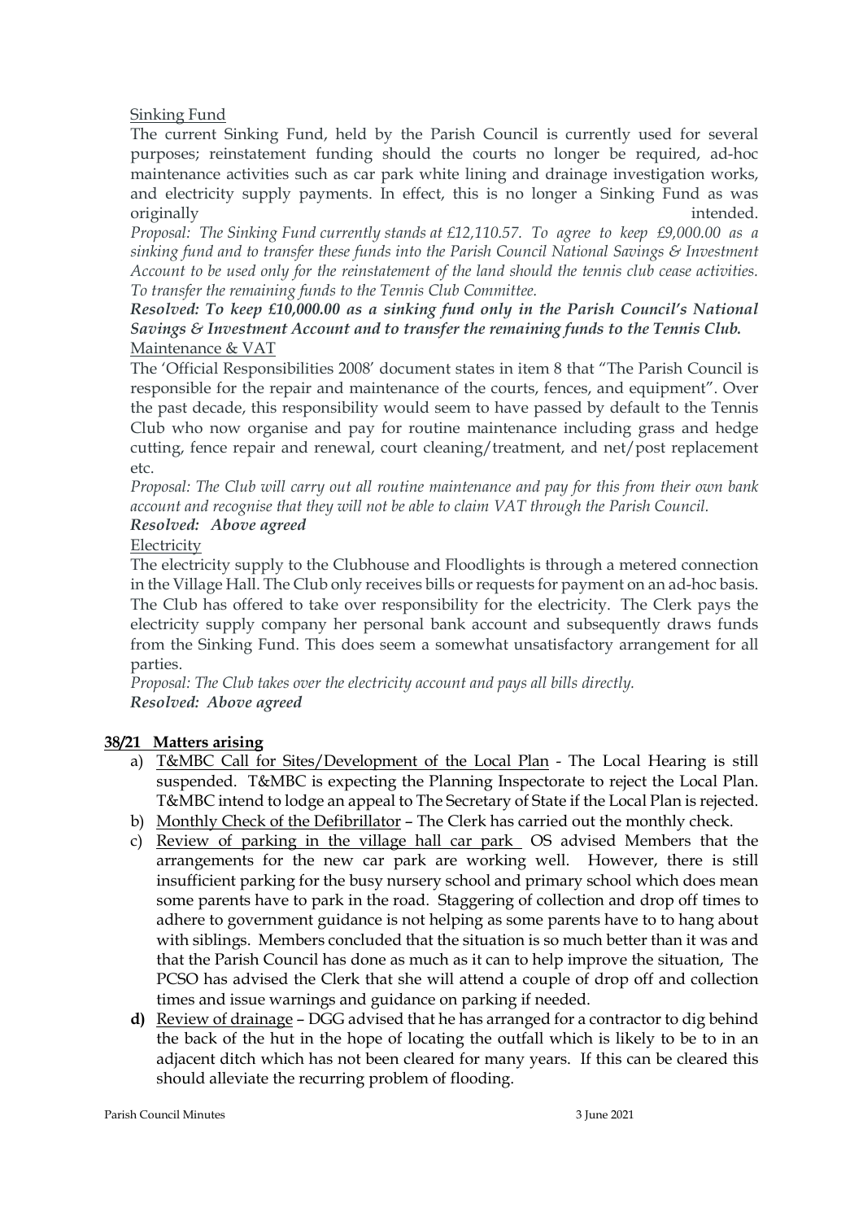Sinking Fund

The current Sinking Fund, held by the Parish Council is currently used for several purposes; reinstatement funding should the courts no longer be required, ad-hoc maintenance activities such as car park white lining and drainage investigation works, and electricity supply payments. In effect, this is no longer a Sinking Fund as was originally intended.

*Proposal: The Sinking Fund currently stands at £12,110.57. To agree to keep £9,000.00 as a sinking fund and to transfer these funds into the Parish Council National Savings & Investment Account to be used only for the reinstatement of the land should the tennis club cease activities. To transfer the remaining funds to the Tennis Club Committee.*

***Resolved: To keep £10,000.00 as a sinking fund only in the Parish Council's National Savings & Investment Account and to transfer the remaining funds to the Tennis Club.***

Maintenance & VAT

The 'Official Responsibilities 2008' document states in item 8 that "The Parish Council is responsible for the repair and maintenance of the courts, fences, and equipment". Over the past decade, this responsibility would seem to have passed by default to the Tennis Club who now organise and pay for routine maintenance including grass and hedge cutting, fence repair and renewal, court cleaning/treatment, and net/post replacement etc.

*Proposal: The Club will carry out all routine maintenance and pay for this from their own bank account and recognise that they will not be able to claim VAT through the Parish Council.*

***Resolved: Above agreed***

Electricity

The electricity supply to the Clubhouse and Floodlights is through a metered connection in the Village Hall. The Club only receives bills or requests for payment on an ad-hoc basis. The Club has offered to take over responsibility for the electricity. The Clerk pays the electricity supply company her personal bank account and subsequently draws funds from the Sinking Fund. This does seem a somewhat unsatisfactory arrangement for all parties.

*Proposal: The Club takes over the electricity account and pays all bills directly.*

***Resolved: Above agreed***

**38/21 Matters arising**

a) T&MBC Call for Sites/Development of the Local Plan - The Local Hearing is still suspended. T&MBC is expecting the Planning Inspectorate to reject the Local Plan. T&MBC intend to lodge an appeal to The Secretary of State if the Local Plan is rejected.
b) Monthly Check of the Defibrillator – The Clerk has carried out the monthly check.
c) Review of parking in the village hall car park OS advised Members that the arrangements for the new car park are working well. However, there is still insufficient parking for the busy nursery school and primary school which does mean some parents have to park in the road. Staggering of collection and drop off times to adhere to government guidance is not helping as some parents have to to hang about with siblings. Members concluded that the situation is so much better than it was and that the Parish Council has done as much as it can to help improve the situation, The PCSO has advised the Clerk that she will attend a couple of drop off and collection times and issue warnings and guidance on parking if needed.
d) Review of drainage – DGG advised that he has arranged for a contractor to dig behind the back of the hut in the hope of locating the outfall which is likely to be to in an adjacent ditch which has not been cleared for many years. If this can be cleared this should alleviate the recurring problem of flooding.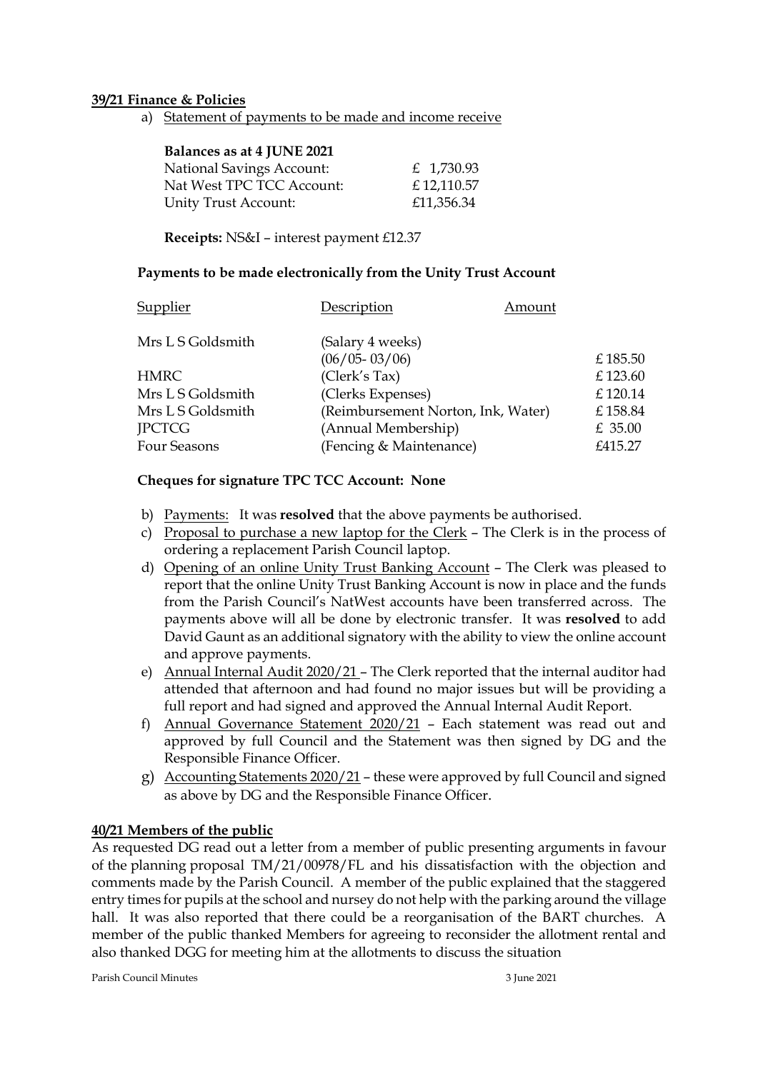**39/21 Finance & Policies**

a) Statement of payments to be made and income receive

**Balances as at 4 JUNE 2021**

| | |
|---|---|
| National Savings Account: | £ 1,730.93 |
| Nat West TPC TCC Account: | £ 12,110.57 |
| Unity Trust Account: | £11,356.34 |

**Receipts:** NS&I – interest payment £12.37

**Payments to be made electronically from the Unity Trust Account**

| Supplier | Description | Amount |
|---|---|---|
| Mrs L S Goldsmith | (Salary 4 weeks) (06/05- 03/06) | £ 185.50 |
| HMRC | (Clerk's Tax) | £ 123.60 |
| Mrs L S Goldsmith | (Clerks Expenses) | £ 120.14 |
| Mrs L S Goldsmith | (Reimbursement Norton, Ink, Water) | £ 158.84 |
| JPCTCG | (Annual Membership) | £ 35.00 |
| Four Seasons | (Fencing & Maintenance) | £415.27 |

**Cheques for signature TPC TCC Account: None**

b) Payments: It was **resolved** that the above payments be authorised.
c) Proposal to purchase a new laptop for the Clerk – The Clerk is in the process of ordering a replacement Parish Council laptop.
d) Opening of an online Unity Trust Banking Account – The Clerk was pleased to report that the online Unity Trust Banking Account is now in place and the funds from the Parish Council's NatWest accounts have been transferred across. The payments above will all be done by electronic transfer. It was **resolved** to add David Gaunt as an additional signatory with the ability to view the online account and approve payments.
e) Annual Internal Audit 2020/21 – The Clerk reported that the internal auditor had attended that afternoon and had found no major issues but will be providing a full report and had signed and approved the Annual Internal Audit Report.
f) Annual Governance Statement 2020/21 – Each statement was read out and approved by full Council and the Statement was then signed by DG and the Responsible Finance Officer.
g) Accounting Statements 2020/21 – these were approved by full Council and signed as above by DG and the Responsible Finance Officer.

**40/21 Members of the public**

As requested DG read out a letter from a member of public presenting arguments in favour of the planning proposal TM/21/00978/FL and his dissatisfaction with the objection and comments made by the Parish Council. A member of the public explained that the staggered entry times for pupils at the school and nursey do not help with the parking around the village hall. It was also reported that there could be a reorganisation of the BART churches. A member of the public thanked Members for agreeing to reconsider the allotment rental and also thanked DGG for meeting him at the allotments to discuss the situation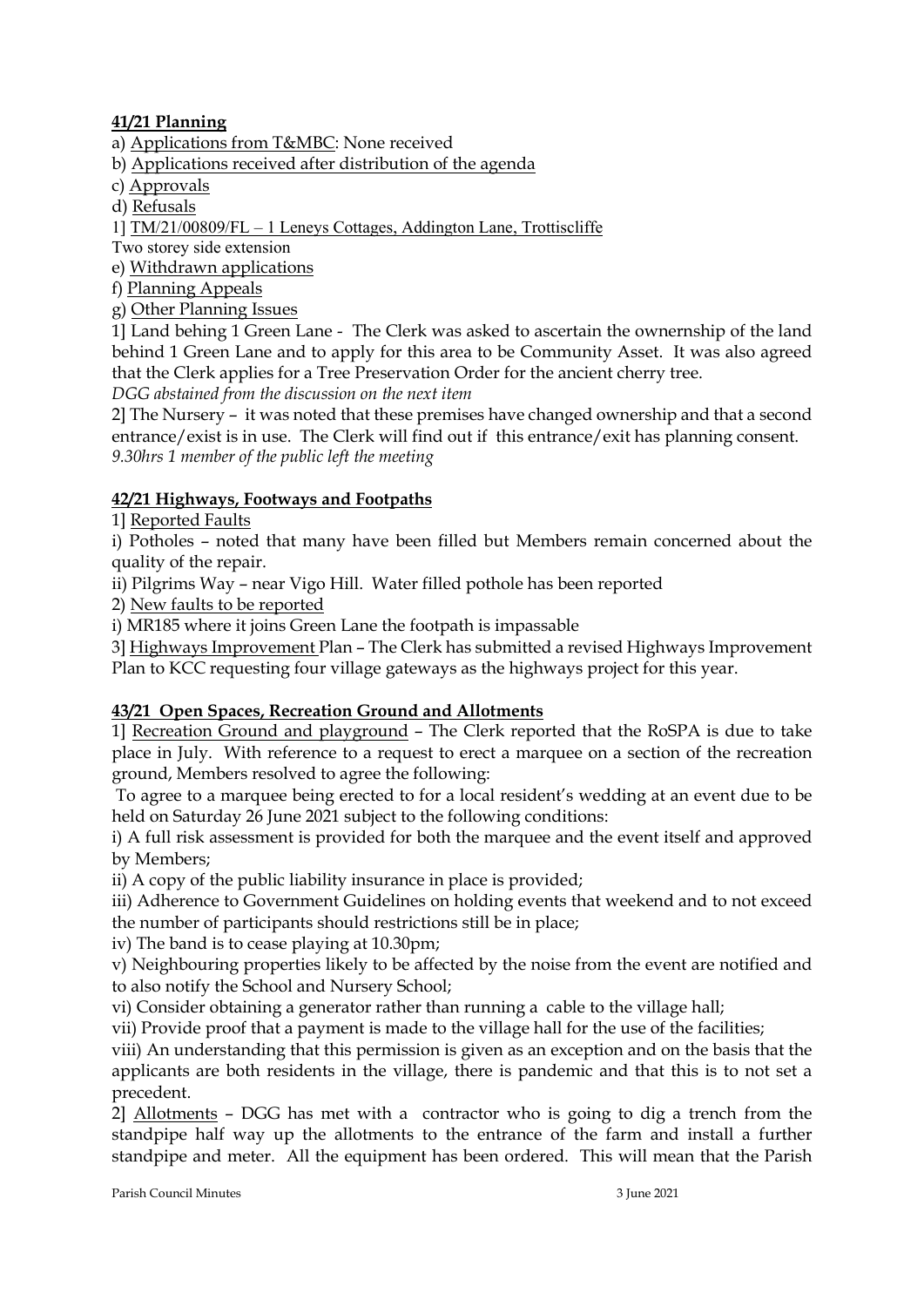**41/21 Planning**

a) Applications from T&MBC: None received

b) Applications received after distribution of the agenda

c) Approvals

d) Refusals

1] TM/21/00809/FL – 1 Leneys Cottages, Addington Lane, Trottiscliffe

Two storey side extension

e) Withdrawn applications

f) Planning Appeals

g) Other Planning Issues

1] Land behing 1 Green Lane - The Clerk was asked to ascertain the ownernship of the land behind 1 Green Lane and to apply for this area to be Community Asset. It was also agreed that the Clerk applies for a Tree Preservation Order for the ancient cherry tree.

*DGG abstained from the discussion on the next item*

2] The Nursery – it was noted that these premises have changed ownership and that a second entrance/exist is in use. The Clerk will find out if this entrance/exit has planning consent.

*9.30hrs 1 member of the public left the meeting*

**42/21 Highways, Footways and Footpaths**

1] Reported Faults

i) Potholes – noted that many have been filled but Members remain concerned about the quality of the repair.

ii) Pilgrims Way – near Vigo Hill. Water filled pothole has been reported

2) New faults to be reported

i) MR185 where it joins Green Lane the footpath is impassable

3] Highways Improvement Plan – The Clerk has submitted a revised Highways Improvement Plan to KCC requesting four village gateways as the highways project for this year.

**43/21 Open Spaces, Recreation Ground and Allotments**

1] Recreation Ground and playground – The Clerk reported that the RoSPA is due to take place in July. With reference to a request to erect a marquee on a section of the recreation ground, Members resolved to agree the following:

To agree to a marquee being erected to for a local resident's wedding at an event due to be held on Saturday 26 June 2021 subject to the following conditions:

i) A full risk assessment is provided for both the marquee and the event itself and approved by Members;

ii) A copy of the public liability insurance in place is provided;

iii) Adherence to Government Guidelines on holding events that weekend and to not exceed the number of participants should restrictions still be in place;

iv) The band is to cease playing at 10.30pm;

v) Neighbouring properties likely to be affected by the noise from the event are notified and to also notify the School and Nursery School;

vi) Consider obtaining a generator rather than running a cable to the village hall;

vii) Provide proof that a payment is made to the village hall for the use of the facilities;

viii) An understanding that this permission is given as an exception and on the basis that the applicants are both residents in the village, there is pandemic and that this is to not set a precedent.

2] Allotments – DGG has met with a contractor who is going to dig a trench from the standpipe half way up the allotments to the entrance of the farm and install a further standpipe and meter. All the equipment has been ordered. This will mean that the Parish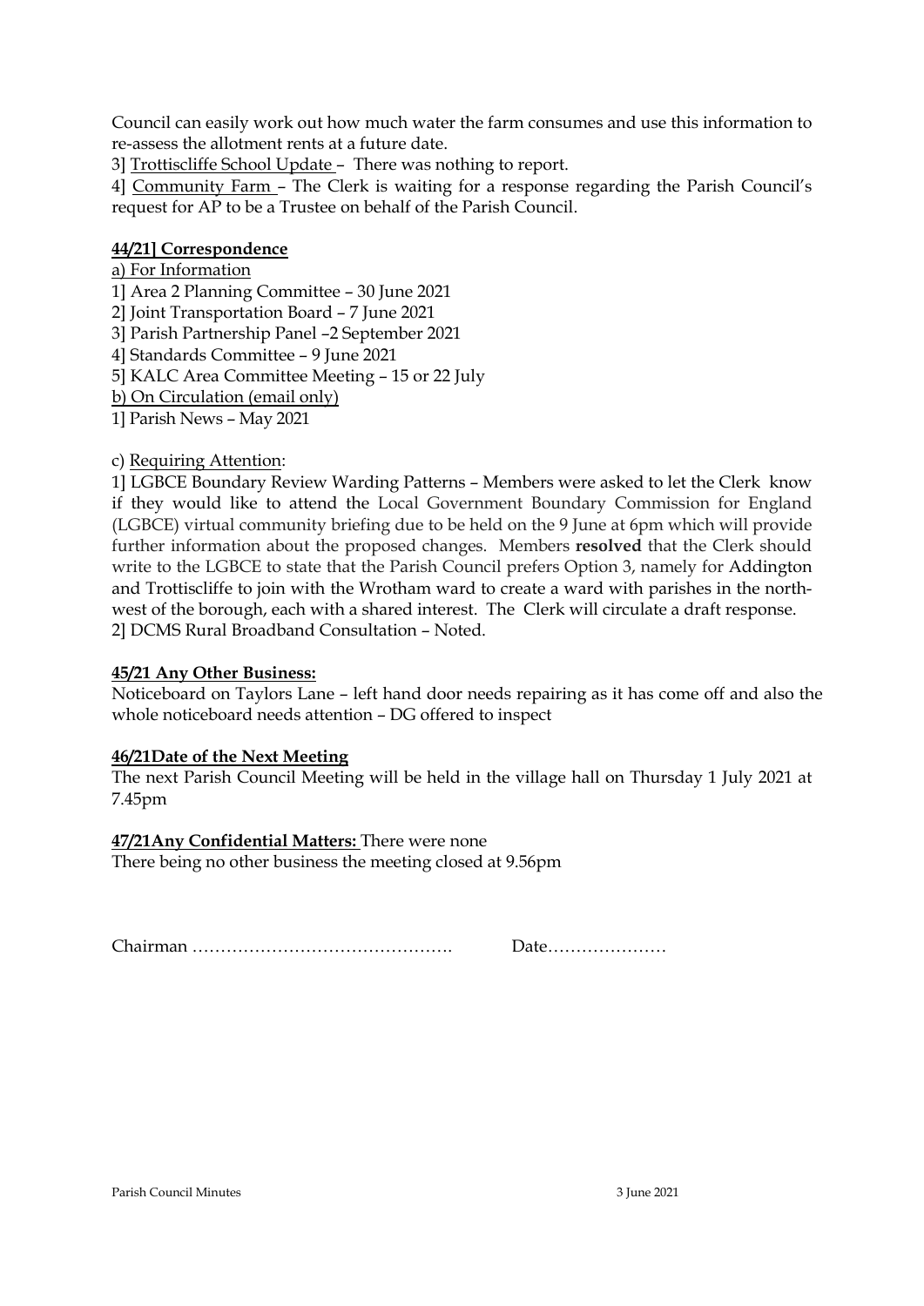Council can easily work out how much water the farm consumes and use this information to re-assess the allotment rents at a future date.

3] Trottiscliffe School Update – There was nothing to report.

4] Community Farm – The Clerk is waiting for a response regarding the Parish Council's request for AP to be a Trustee on behalf of the Parish Council.

**44/21] Correspondence**

a) For Information

1] Area 2 Planning Committee – 30 June 2021
2] Joint Transportation Board – 7 June 2021
3] Parish Partnership Panel –2 September 2021
4] Standards Committee – 9 June 2021
5] KALC Area Committee Meeting – 15 or 22 July

b) On Circulation (email only)

1] Parish News – May 2021

c) Requiring Attention:

1] LGBCE Boundary Review Warding Patterns – Members were asked to let the Clerk know if they would like to attend the Local Government Boundary Commission for England (LGBCE) virtual community briefing due to be held on the 9 June at 6pm which will provide further information about the proposed changes. Members **resolved** that the Clerk should write to the LGBCE to state that the Parish Council prefers Option 3, namely for Addington and Trottiscliffe to join with the Wrotham ward to create a ward with parishes in the north-west of the borough, each with a shared interest. The Clerk will circulate a draft response.

2] DCMS Rural Broadband Consultation – Noted.

**45/21 Any Other Business:**

Noticeboard on Taylors Lane – left hand door needs repairing as it has come off and also the whole noticeboard needs attention – DG offered to inspect

**46/21Date of the Next Meeting**

The next Parish Council Meeting will be held in the village hall on Thursday 1 July 2021 at 7.45pm

**47/21Any Confidential Matters:** There were none

There being no other business the meeting closed at 9.56pm

Chairman ………………………………………. Date…………………